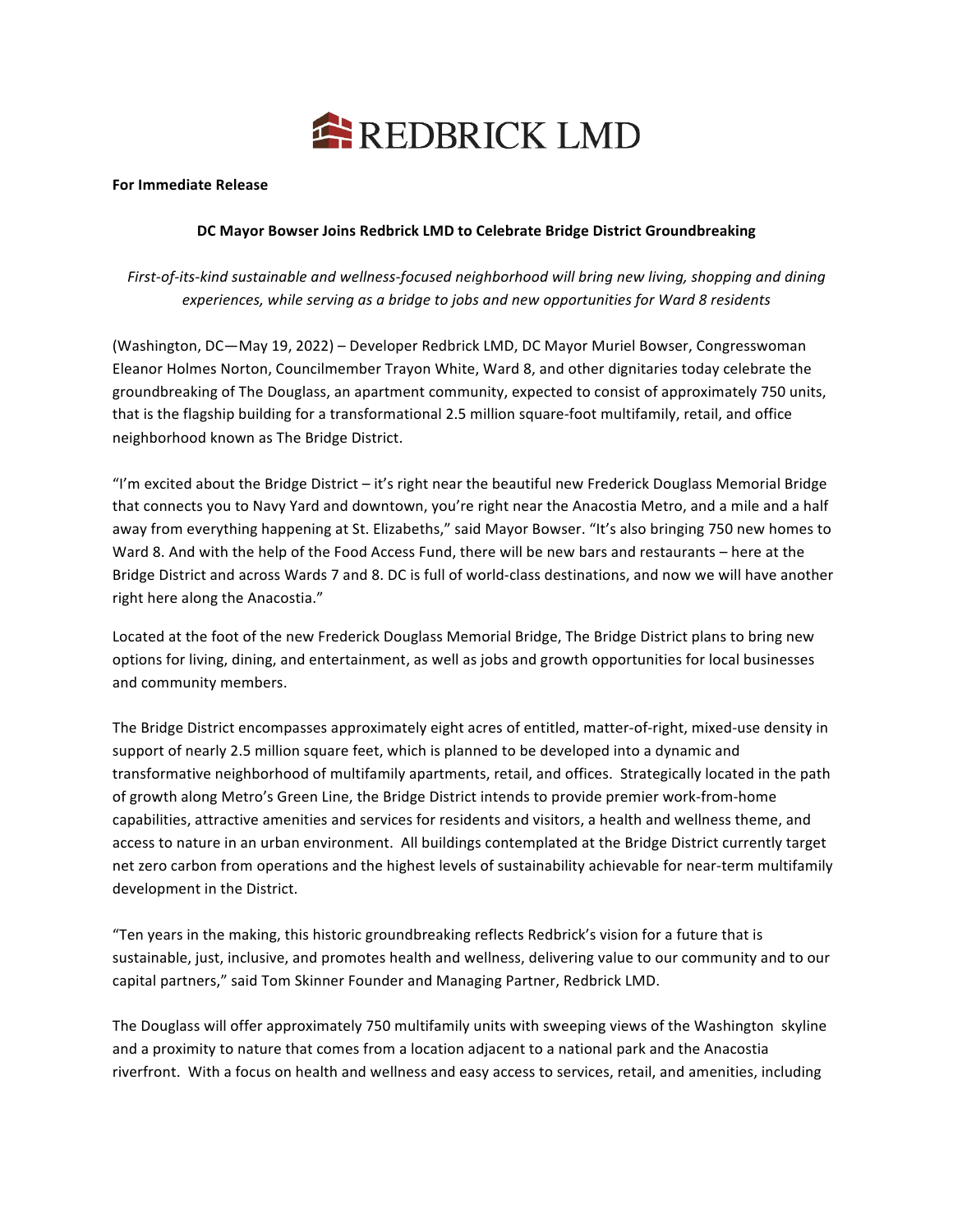REDBRICK LMD

**For Immediate Release**

**DC Mayor Bowser Joins Redbrick LMD to Celebrate Bridge District Groundbreaking**

*First-of-its-kind sustainable and wellness-focused neighborhood will bring new living, shopping and dining experiences, while serving as a bridge to jobs and new opportunities for Ward 8 residents*

(Washington, DC—May 19, 2022) – Developer Redbrick LMD, DC Mayor Muriel Bowser, Congresswoman Eleanor Holmes Norton, Councilmember Trayon White, Ward 8, and other dignitaries today celebrate the groundbreaking of The Douglass, an apartment community, expected to consist of approximately 750 units, that is the flagship building for a transformational 2.5 million square-foot multifamily, retail, and office neighborhood known as The Bridge District.

"I'm excited about the Bridge District – it's right near the beautiful new Frederick Douglass Memorial Bridge that connects you to Navy Yard and downtown, you're right near the Anacostia Metro, and a mile and a half away from everything happening at St. Elizabeths," said Mayor Bowser. "It's also bringing 750 new homes to Ward 8. And with the help of the Food Access Fund, there will be new bars and restaurants – here at the Bridge District and across Wards 7 and 8. DC is full of world-class destinations, and now we will have another right here along the Anacostia."

Located at the foot of the new Frederick Douglass Memorial Bridge, The Bridge District plans to bring new options for living, dining, and entertainment, as well as jobs and growth opportunities for local businesses and community members.

The Bridge District encompasses approximately eight acres of entitled, matter-of-right, mixed-use density in support of nearly 2.5 million square feet, which is planned to be developed into a dynamic and transformative neighborhood of multifamily apartments, retail, and offices. Strategically located in the path of growth along Metro's Green Line, the Bridge District intends to provide premier work-from-home capabilities, attractive amenities and services for residents and visitors, a health and wellness theme, and access to nature in an urban environment. All buildings contemplated at the Bridge District currently target net zero carbon from operations and the highest levels of sustainability achievable for near-term multifamily development in the District.

"Ten years in the making, this historic groundbreaking reflects Redbrick's vision for a future that is sustainable, just, inclusive, and promotes health and wellness, delivering value to our community and to our capital partners," said Tom Skinner Founder and Managing Partner, Redbrick LMD.

The Douglass will offer approximately 750 multifamily units with sweeping views of the Washington skyline and a proximity to nature that comes from a location adjacent to a national park and the Anacostia riverfront. With a focus on health and wellness and easy access to services, retail, and amenities, including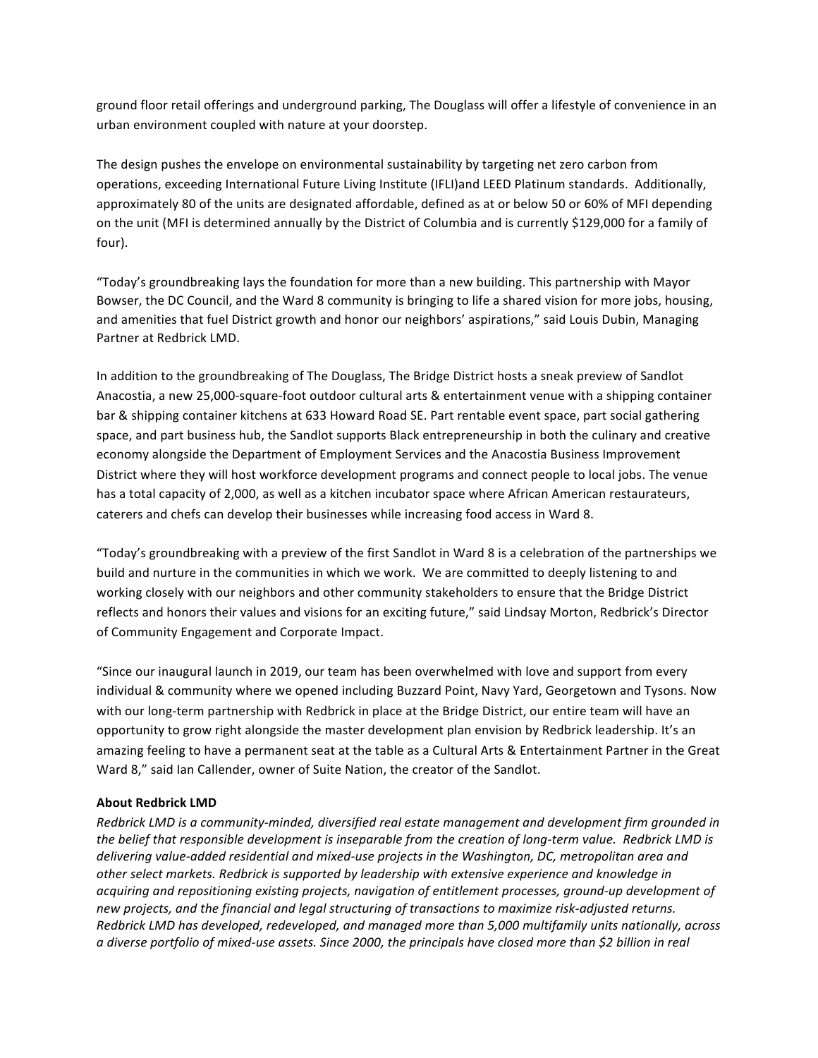ground floor retail offerings and underground parking, The Douglass will offer a lifestyle of convenience in an urban environment coupled with nature at your doorstep.

The design pushes the envelope on environmental sustainability by targeting net zero carbon from operations, exceeding International Future Living Institute (IFLI)and LEED Platinum standards. Additionally, approximately 80 of the units are designated affordable, defined as at or below 50 or 60% of MFI depending on the unit (MFI is determined annually by the District of Columbia and is currently $129,000 for a family of four).

"Today's groundbreaking lays the foundation for more than a new building. This partnership with Mayor Bowser, the DC Council, and the Ward 8 community is bringing to life a shared vision for more jobs, housing, and amenities that fuel District growth and honor our neighbors' aspirations," said Louis Dubin, Managing Partner at Redbrick LMD.

In addition to the groundbreaking of The Douglass, The Bridge District hosts a sneak preview of Sandlot Anacostia, a new 25,000-square-foot outdoor cultural arts & entertainment venue with a shipping container bar & shipping container kitchens at 633 Howard Road SE. Part rentable event space, part social gathering space, and part business hub, the Sandlot supports Black entrepreneurship in both the culinary and creative economy alongside the Department of Employment Services and the Anacostia Business Improvement District where they will host workforce development programs and connect people to local jobs. The venue has a total capacity of 2,000, as well as a kitchen incubator space where African American restaurateurs, caterers and chefs can develop their businesses while increasing food access in Ward 8.

"Today's groundbreaking with a preview of the first Sandlot in Ward 8 is a celebration of the partnerships we build and nurture in the communities in which we work. We are committed to deeply listening to and working closely with our neighbors and other community stakeholders to ensure that the Bridge District reflects and honors their values and visions for an exciting future," said Lindsay Morton, Redbrick's Director of Community Engagement and Corporate Impact.

"Since our inaugural launch in 2019, our team has been overwhelmed with love and support from every individual & community where we opened including Buzzard Point, Navy Yard, Georgetown and Tysons. Now with our long-term partnership with Redbrick in place at the Bridge District, our entire team will have an opportunity to grow right alongside the master development plan envision by Redbrick leadership. It's an amazing feeling to have a permanent seat at the table as a Cultural Arts & Entertainment Partner in the Great Ward 8," said Ian Callender, owner of Suite Nation, the creator of the Sandlot.

**About Redbrick LMD**

*Redbrick LMD is a community-minded, diversified real estate management and development firm grounded in the belief that responsible development is inseparable from the creation of long-term value. Redbrick LMD is delivering value-added residential and mixed-use projects in the Washington, DC, metropolitan area and other select markets. Redbrick is supported by leadership with extensive experience and knowledge in acquiring and repositioning existing projects, navigation of entitlement processes, ground-up development of new projects, and the financial and legal structuring of transactions to maximize risk-adjusted returns. Redbrick LMD has developed, redeveloped, and managed more than 5,000 multifamily units nationally, across a diverse portfolio of mixed-use assets. Since 2000, the principals have closed more than $2 billion in real*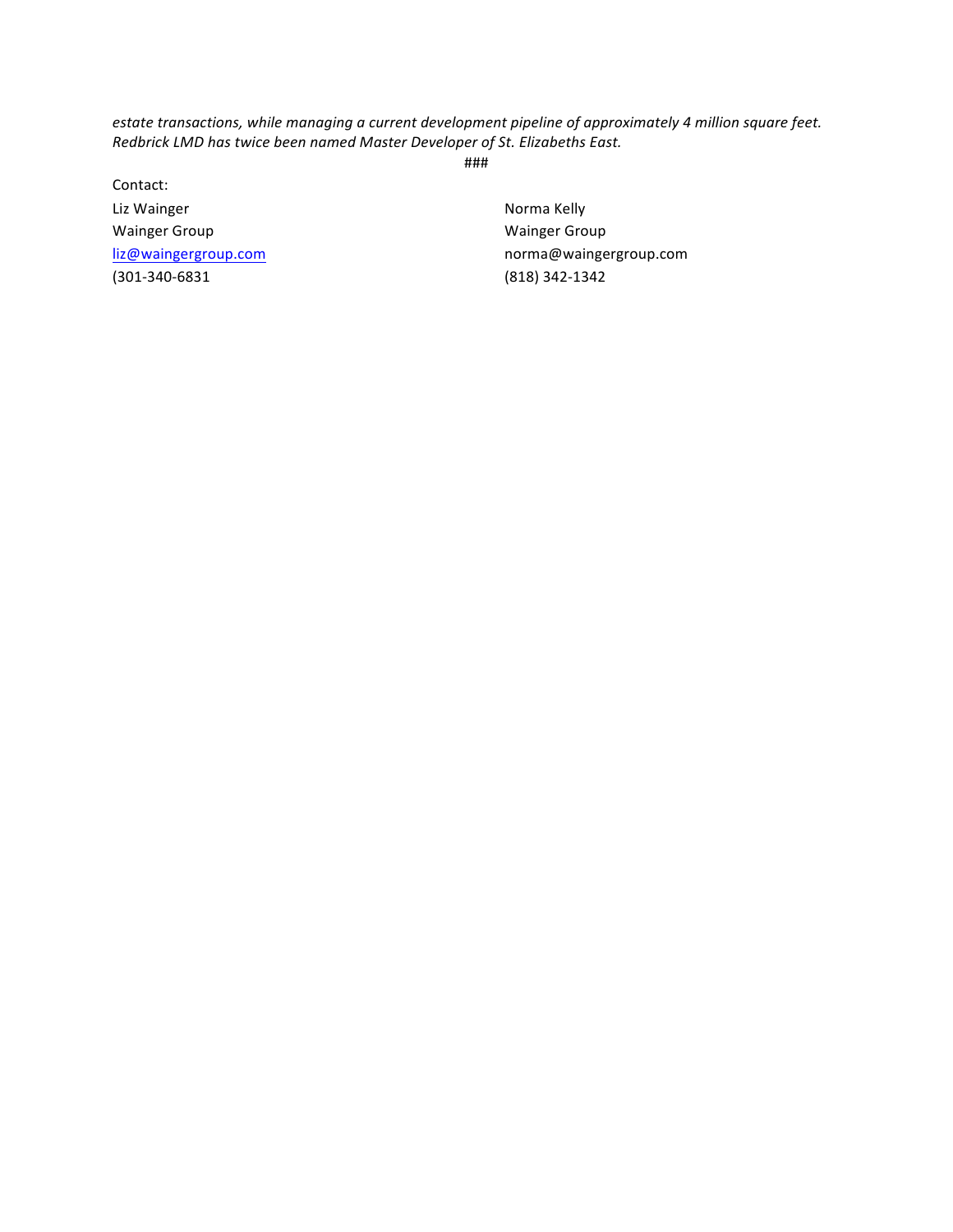*estate transactions, while managing a current development pipeline of approximately 4 million square feet. Redbrick LMD has twice been named Master Developer of St. Elizabeths East.*

###

Contact:

Liz Wainger
Wainger Group
liz@waingergroup.com
(301-340-6831

Norma Kelly
Wainger Group
norma@waingergroup.com
(818) 342-1342